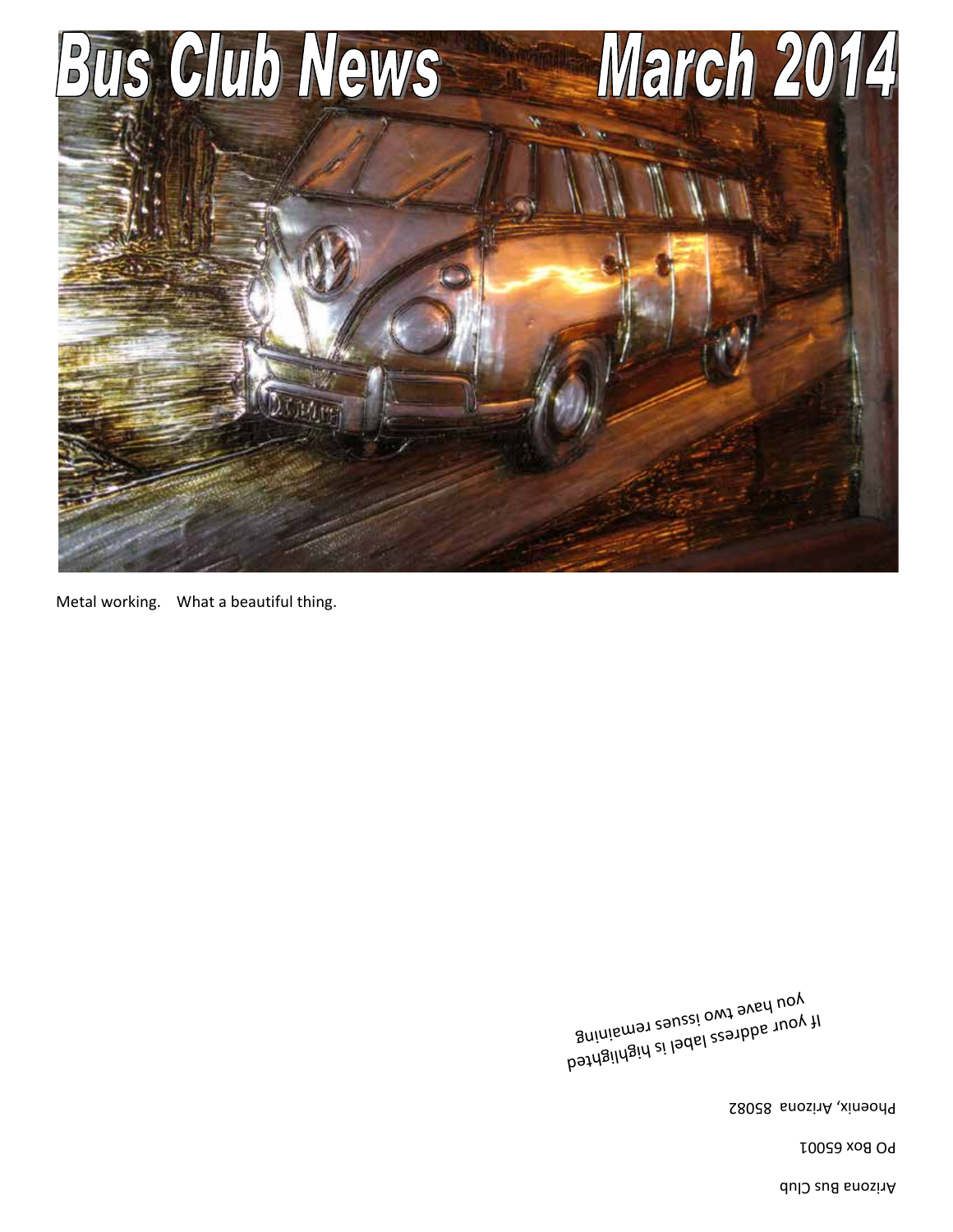# Bus Club News March 2014

Metal working. What a beautiful thing.

If your address label is highlighted
you have two issues remaining

Arizona Bus Club

PO Box 65001

Phoenix, Arizona 85082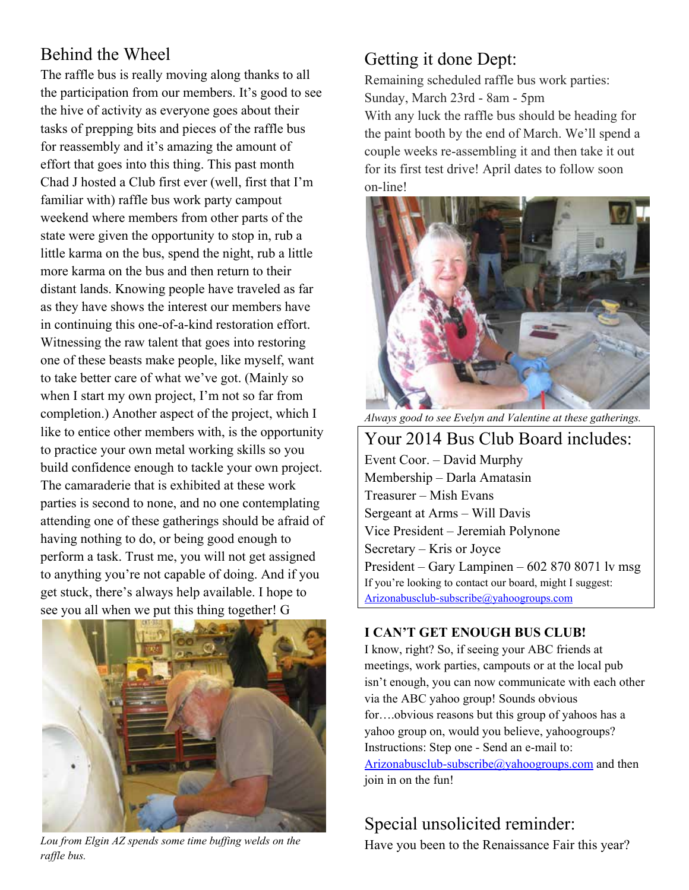## Behind the Wheel

The raffle bus is really moving along thanks to all the participation from our members. It's good to see the hive of activity as everyone goes about their tasks of prepping bits and pieces of the raffle bus for reassembly and it's amazing the amount of effort that goes into this thing. This past month Chad J hosted a Club first ever (well, first that I'm familiar with) raffle bus work party campout weekend where members from other parts of the state were given the opportunity to stop in, rub a little karma on the bus, spend the night, rub a little more karma on the bus and then return to their distant lands. Knowing people have traveled as far as they have shows the interest our members have in continuing this one-of-a-kind restoration effort. Witnessing the raw talent that goes into restoring one of these beasts make people, like myself, want to take better care of what we've got. (Mainly so when I start my own project, I'm not so far from completion.) Another aspect of the project, which I like to entice other members with, is the opportunity to practice your own metal working skills so you build confidence enough to tackle your own project. The camaraderie that is exhibited at these work parties is second to none, and no one contemplating attending one of these gatherings should be afraid of having nothing to do, or being good enough to perform a task. Trust me, you will not get assigned to anything you're not capable of doing. And if you get stuck, there's always help available. I hope to see you all when we put this thing together! G

*Lou from Elgin AZ spends some time buffing welds on the raffle bus.*

## Getting it done Dept:

Remaining scheduled raffle bus work parties:
Sunday, March 23rd - 8am - 5pm
With any luck the raffle bus should be heading for the paint booth by the end of March. We'll spend a couple weeks re-assembling it and then take it out for its first test drive! April dates to follow soon on-line!

*Always good to see Evelyn and Valentine at these gatherings.*

## Your 2014 Bus Club Board includes:

Event Coor. – David Murphy
Membership – Darla Amatasin
Treasurer – Mish Evans
Sergeant at Arms – Will Davis
Vice President – Jeremiah Polynone
Secretary – Kris or Joyce
President – Gary Lampinen – 602 870 8071 lv msg
If you're looking to contact our board, might I suggest:
Arizonabusclub-subscribe@yahoogroups.com

**I CAN'T GET ENOUGH BUS CLUB!**

I know, right? So, if seeing your ABC friends at meetings, work parties, campouts or at the local pub isn't enough, you can now communicate with each other via the ABC yahoo group! Sounds obvious for….obvious reasons but this group of yahoos has a yahoo group on, would you believe, yahoogroups? Instructions: Step one - Send an e-mail to: Arizonabusclub-subscribe@yahoogroups.com and then join in on the fun!

## Special unsolicited reminder:

Have you been to the Renaissance Fair this year?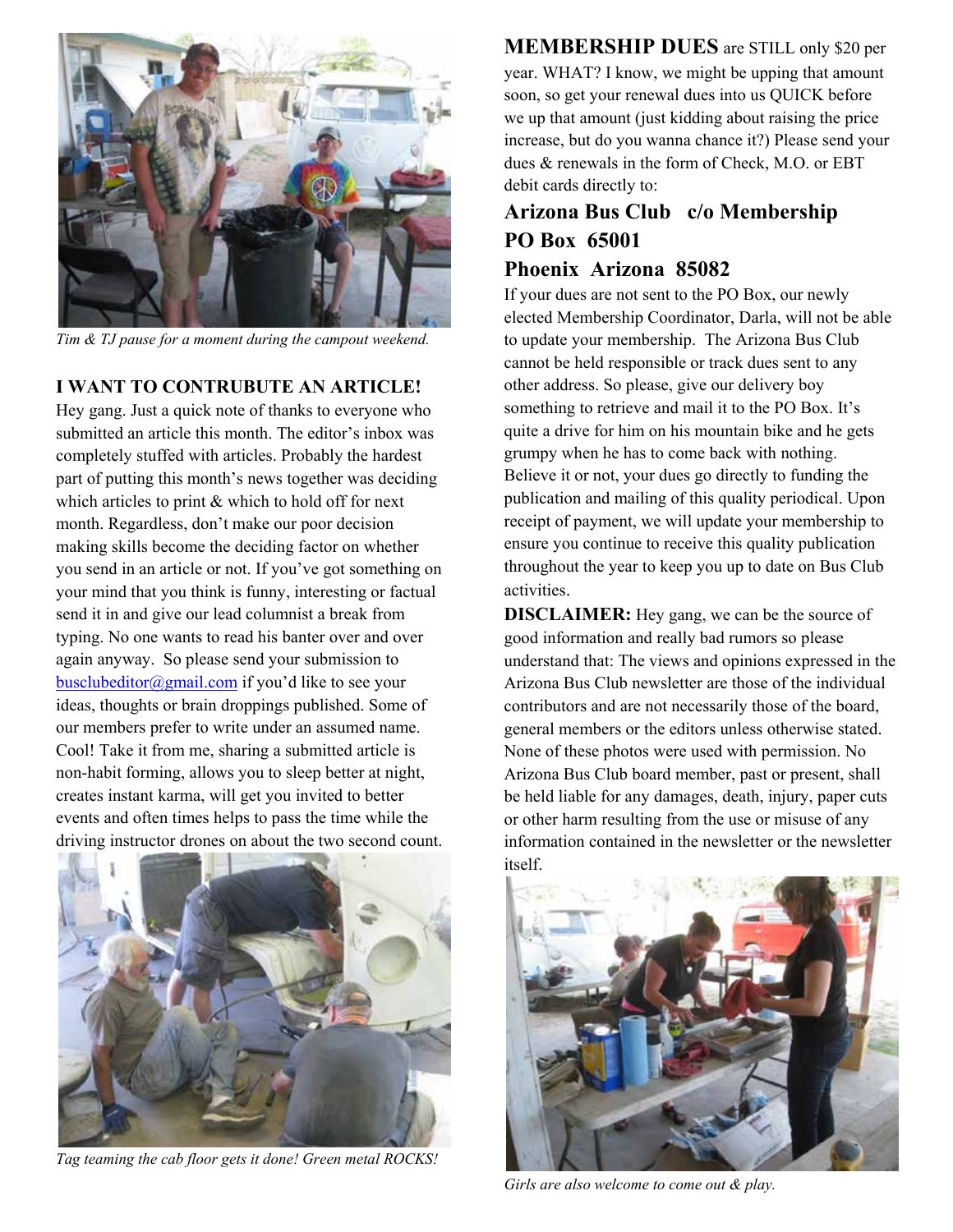*Tim & TJ pause for a moment during the campout weekend.*

**I WANT TO CONTRUBUTE AN ARTICLE!**

Hey gang. Just a quick note of thanks to everyone who submitted an article this month. The editor's inbox was completely stuffed with articles. Probably the hardest part of putting this month's news together was deciding which articles to print & which to hold off for next month. Regardless, don't make our poor decision making skills become the deciding factor on whether you send in an article or not. If you've got something on your mind that you think is funny, interesting or factual send it in and give our lead columnist a break from typing. No one wants to read his banter over and over again anyway. So please send your submission to busclubeditor@gmail.com if you'd like to see your ideas, thoughts or brain droppings published. Some of our members prefer to write under an assumed name. Cool! Take it from me, sharing a submitted article is non-habit forming, allows you to sleep better at night, creates instant karma, will get you invited to better events and often times helps to pass the time while the driving instructor drones on about the two second count.

*Tag teaming the cab floor gets it done! Green metal ROCKS!*

**MEMBERSHIP DUES** are STILL only $20 per year. WHAT? I know, we might be upping that amount soon, so get your renewal dues into us QUICK before we up that amount (just kidding about raising the price increase, but do you wanna chance it?) Please send your dues & renewals in the form of Check, M.O. or EBT debit cards directly to:

**Arizona Bus Club c/o Membership**
**PO Box 65001**
**Phoenix Arizona 85082**

If your dues are not sent to the PO Box, our newly elected Membership Coordinator, Darla, will not be able to update your membership. The Arizona Bus Club cannot be held responsible or track dues sent to any other address. So please, give our delivery boy something to retrieve and mail it to the PO Box. It's quite a drive for him on his mountain bike and he gets grumpy when he has to come back with nothing. Believe it or not, your dues go directly to funding the publication and mailing of this quality periodical. Upon receipt of payment, we will update your membership to ensure you continue to receive this quality publication throughout the year to keep you up to date on Bus Club activities.

**DISCLAIMER:** Hey gang, we can be the source of good information and really bad rumors so please understand that: The views and opinions expressed in the Arizona Bus Club newsletter are those of the individual contributors and are not necessarily those of the board, general members or the editors unless otherwise stated. None of these photos were used with permission. No Arizona Bus Club board member, past or present, shall be held liable for any damages, death, injury, paper cuts or other harm resulting from the use or misuse of any information contained in the newsletter or the newsletter itself.

*Girls are also welcome to come out & play.*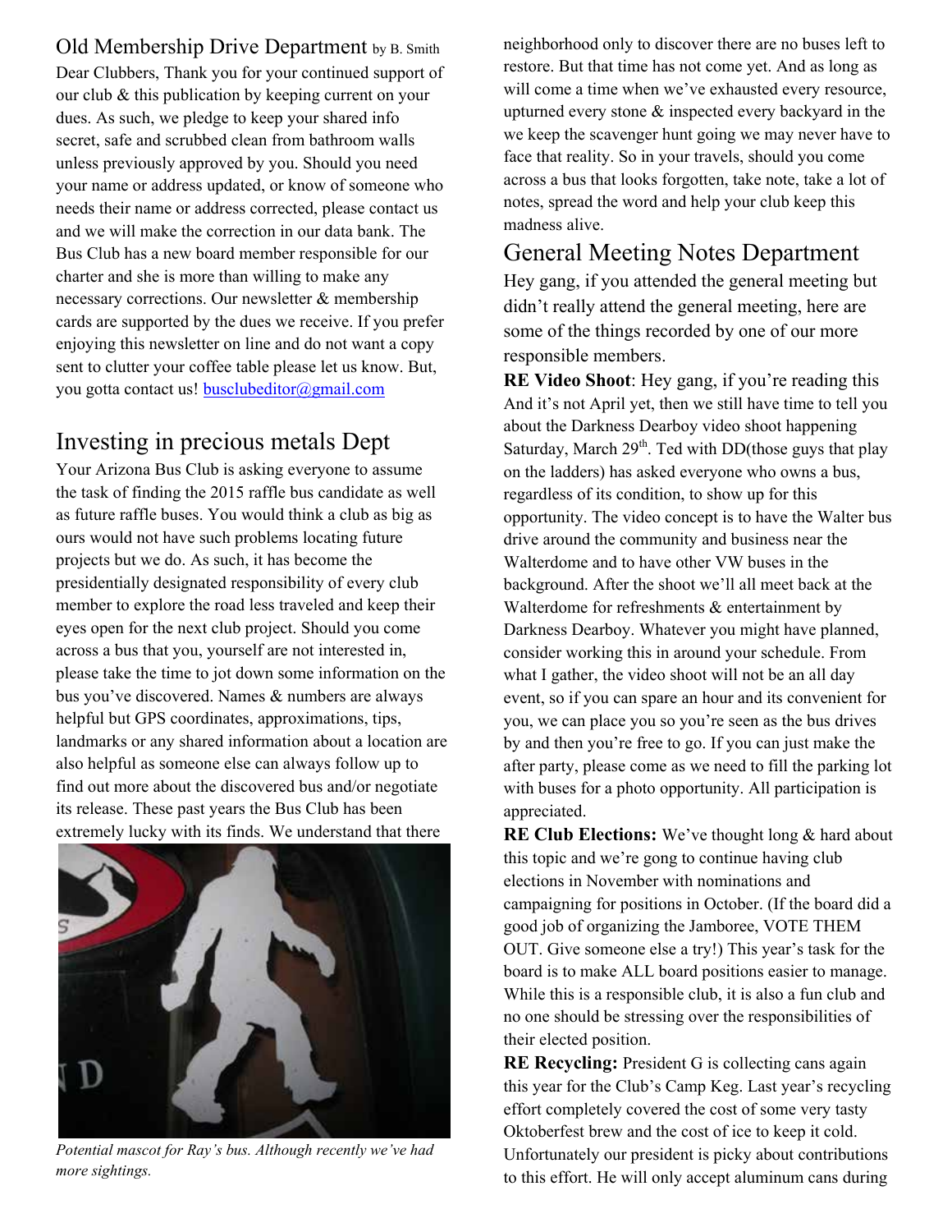## Old Membership Drive Department by B. Smith

Dear Clubbers, Thank you for your continued support of our club & this publication by keeping current on your dues. As such, we pledge to keep your shared info secret, safe and scrubbed clean from bathroom walls unless previously approved by you. Should you need your name or address updated, or know of someone who needs their name or address corrected, please contact us and we will make the correction in our data bank. The Bus Club has a new board member responsible for our charter and she is more than willing to make any necessary corrections. Our newsletter & membership cards are supported by the dues we receive. If you prefer enjoying this newsletter on line and do not want a copy sent to clutter your coffee table please let us know. But, you gotta contact us! busclubeditor@gmail.com

## Investing in precious metals Dept

Your Arizona Bus Club is asking everyone to assume the task of finding the 2015 raffle bus candidate as well as future raffle buses. You would think a club as big as ours would not have such problems locating future projects but we do. As such, it has become the presidentially designated responsibility of every club member to explore the road less traveled and keep their eyes open for the next club project. Should you come across a bus that you, yourself are not interested in, please take the time to jot down some information on the bus you've discovered. Names & numbers are always helpful but GPS coordinates, approximations, tips, landmarks or any shared information about a location are also helpful as someone else can always follow up to find out more about the discovered bus and/or negotiate its release. These past years the Bus Club has been extremely lucky with its finds. We understand that there will come a time when we've exhausted every resource, upturned every stone & inspected every backyard in the neighborhood only to discover there are no buses left to restore. But that time has not come yet. And as long as we keep the scavenger hunt going we may never have to face that reality. So in your travels, should you come across a bus that looks forgotten, take note, take a lot of notes, spread the word and help your club keep this madness alive.

*Potential mascot for Ray's bus. Although recently we've had more sightings.*

## General Meeting Notes Department

Hey gang, if you attended the general meeting but didn't really attend the general meeting, here are some of the things recorded by one of our more responsible members.

**RE Video Shoot**: Hey gang, if you're reading this And it's not April yet, then we still have time to tell you about the Darkness Dearboy video shoot happening Saturday, March 29th. Ted with DD(those guys that play on the ladders) has asked everyone who owns a bus, regardless of its condition, to show up for this opportunity. The video concept is to have the Walter bus drive around the community and business near the Walterdome and to have other VW buses in the background. After the shoot we'll all meet back at the Walterdome for refreshments & entertainment by Darkness Dearboy. Whatever you might have planned, consider working this in around your schedule. From what I gather, the video shoot will not be an all day event, so if you can spare an hour and its convenient for you, we can place you so you're seen as the bus drives by and then you're free to go. If you can just make the after party, please come as we need to fill the parking lot with buses for a photo opportunity. All participation is appreciated.

**RE Club Elections:** We've thought long & hard about this topic and we're gong to continue having club elections in November with nominations and campaigning for positions in October. (If the board did a good job of organizing the Jamboree, VOTE THEM OUT. Give someone else a try!) This year's task for the board is to make ALL board positions easier to manage. While this is a responsible club, it is also a fun club and no one should be stressing over the responsibilities of their elected position.

**RE Recycling:** President G is collecting cans again this year for the Club's Camp Keg. Last year's recycling effort completely covered the cost of some very tasty Oktoberfest brew and the cost of ice to keep it cold. Unfortunately our president is picky about contributions to this effort. He will only accept aluminum cans during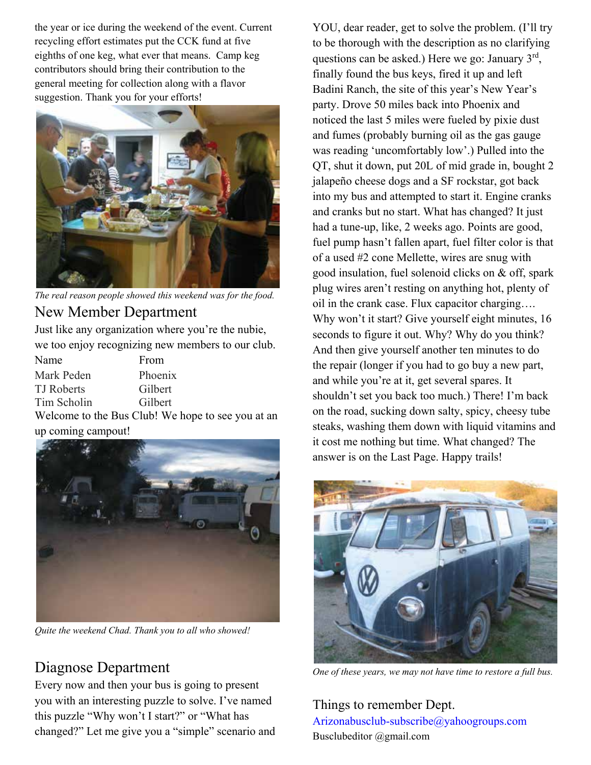the year or ice during the weekend of the event. Current recycling effort estimates put the CCK fund at five eighths of one keg, what ever that means. Camp keg contributors should bring their contribution to the general meeting for collection along with a flavor suggestion. Thank you for your efforts!

*The real reason people showed this weekend was for the food.*

## New Member Department

Just like any organization where you're the nubie, we too enjoy recognizing new members to our club.

| Name | From |
| --- | --- |
| Mark Peden | Phoenix |
| TJ Roberts | Gilbert |
| Tim Scholin | Gilbert |

Welcome to the Bus Club! We hope to see you at an up coming campout!

*Quite the weekend Chad. Thank you to all who showed!*

## Diagnose Department

Every now and then your bus is going to present you with an interesting puzzle to solve. I've named this puzzle "Why won't I start?" or "What has changed?" Let me give you a "simple" scenario and YOU, dear reader, get to solve the problem. (I'll try to be thorough with the description as no clarifying questions can be asked.) Here we go: January 3rd, finally found the bus keys, fired it up and left Badini Ranch, the site of this year's New Year's party. Drove 50 miles back into Phoenix and noticed the last 5 miles were fueled by pixie dust and fumes (probably burning oil as the gas gauge was reading 'uncomfortably low'.) Pulled into the QT, shut it down, put 20L of mid grade in, bought 2 jalapeño cheese dogs and a SF rockstar, got back into my bus and attempted to start it. Engine cranks and cranks but no start. What has changed? It just had a tune-up, like, 2 weeks ago. Points are good, fuel pump hasn't fallen apart, fuel filter color is that of a used #2 cone Mellette, wires are snug with good insulation, fuel solenoid clicks on & off, spark plug wires aren't resting on anything hot, plenty of oil in the crank case. Flux capacitor charging…. Why won't it start? Give yourself eight minutes, 16 seconds to figure it out. Why? Why do you think? And then give yourself another ten minutes to do the repair (longer if you had to go buy a new part, and while you're at it, get several spares. It shouldn't set you back too much.) There! I'm back on the road, sucking down salty, spicy, cheesy tube steaks, washing them down with liquid vitamins and it cost me nothing but time. What changed? The answer is on the Last Page. Happy trails!

*One of these years, we may not have time to restore a full bus.*

## Things to remember Dept.

Arizonabusclub-subscribe@yahoogroups.com

Busclubeditor @gmail.com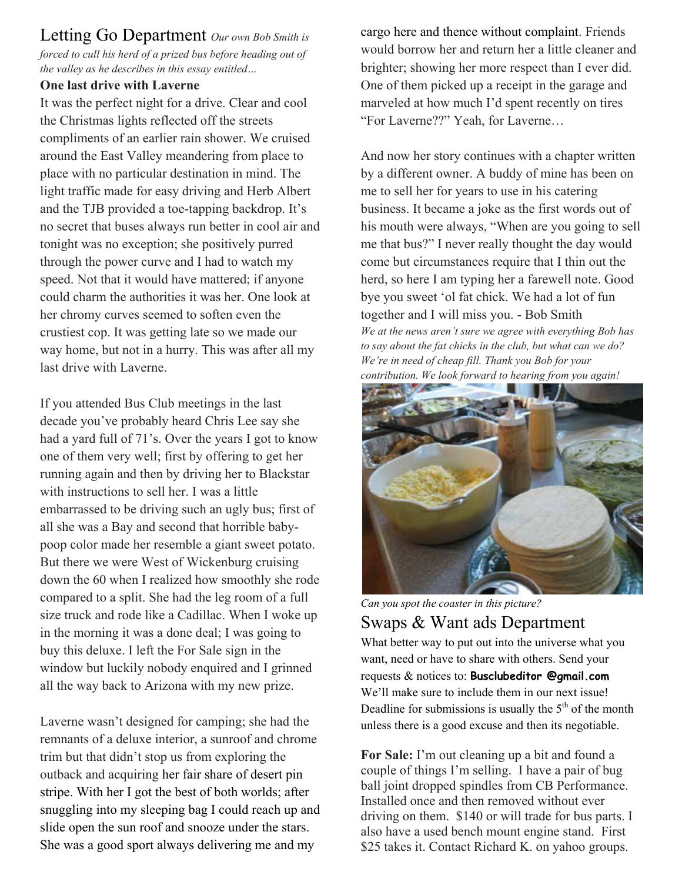## Letting Go Department

*Our own Bob Smith is forced to cull his herd of a prized bus before heading out of the valley as he describes in this essay entitled…*

**One last drive with Laverne**

It was the perfect night for a drive. Clear and cool the Christmas lights reflected off the streets compliments of an earlier rain shower. We cruised around the East Valley meandering from place to place with no particular destination in mind. The light traffic made for easy driving and Herb Albert and the TJB provided a toe-tapping backdrop. It's no secret that buses always run better in cool air and tonight was no exception; she positively purred through the power curve and I had to watch my speed. Not that it would have mattered; if anyone could charm the authorities it was her. One look at her chromy curves seemed to soften even the crustiest cop. It was getting late so we made our way home, but not in a hurry. This was after all my last drive with Laverne.

If you attended Bus Club meetings in the last decade you've probably heard Chris Lee say she had a yard full of 71's. Over the years I got to know one of them very well; first by offering to get her running again and then by driving her to Blackstar with instructions to sell her. I was a little embarrassed to be driving such an ugly bus; first of all she was a Bay and second that horrible baby-poop color made her resemble a giant sweet potato. But there we were West of Wickenburg cruising down the 60 when I realized how smoothly she rode compared to a split. She had the leg room of a full size truck and rode like a Cadillac. When I woke up in the morning it was a done deal; I was going to buy this deluxe. I left the For Sale sign in the window but luckily nobody enquired and I grinned all the way back to Arizona with my new prize.

Laverne wasn't designed for camping; she had the remnants of a deluxe interior, a sunroof and chrome trim but that didn't stop us from exploring the outback and acquiring her fair share of desert pin stripe. With her I got the best of both worlds; after snuggling into my sleeping bag I could reach up and slide open the sun roof and snooze under the stars. She was a good sport always delivering me and my cargo here and thence without complaint. Friends would borrow her and return her a little cleaner and brighter; showing her more respect than I ever did. One of them picked up a receipt in the garage and marveled at how much I'd spent recently on tires "For Laverne??" Yeah, for Laverne…

And now her story continues with a chapter written by a different owner. A buddy of mine has been on me to sell her for years to use in his catering business. It became a joke as the first words out of his mouth were always, "When are you going to sell me that bus?" I never really thought the day would come but circumstances require that I thin out the herd, so here I am typing her a farewell note. Good bye you sweet 'ol fat chick. We had a lot of fun together and I will miss you. - Bob Smith

*We at the news aren't sure we agree with everything Bob has to say about the fat chicks in the club, but what can we do? We're in need of cheap fill. Thank you Bob for your contribution. We look forward to hearing from you again!*

*Can you spot the coaster in this picture?*

## Swaps & Want ads Department

What better way to put out into the universe what you want, need or have to share with others. Send your requests & notices to: **Busclubeditor @gmail.com** We'll make sure to include them in our next issue! Deadline for submissions is usually the 5th of the month unless there is a good excuse and then its negotiable.

**For Sale:** I'm out cleaning up a bit and found a couple of things I'm selling. I have a pair of bug ball joint dropped spindles from CB Performance. Installed once and then removed without ever driving on them. $140 or will trade for bus parts. I also have a used bench mount engine stand. First $25 takes it. Contact Richard K. on yahoo groups.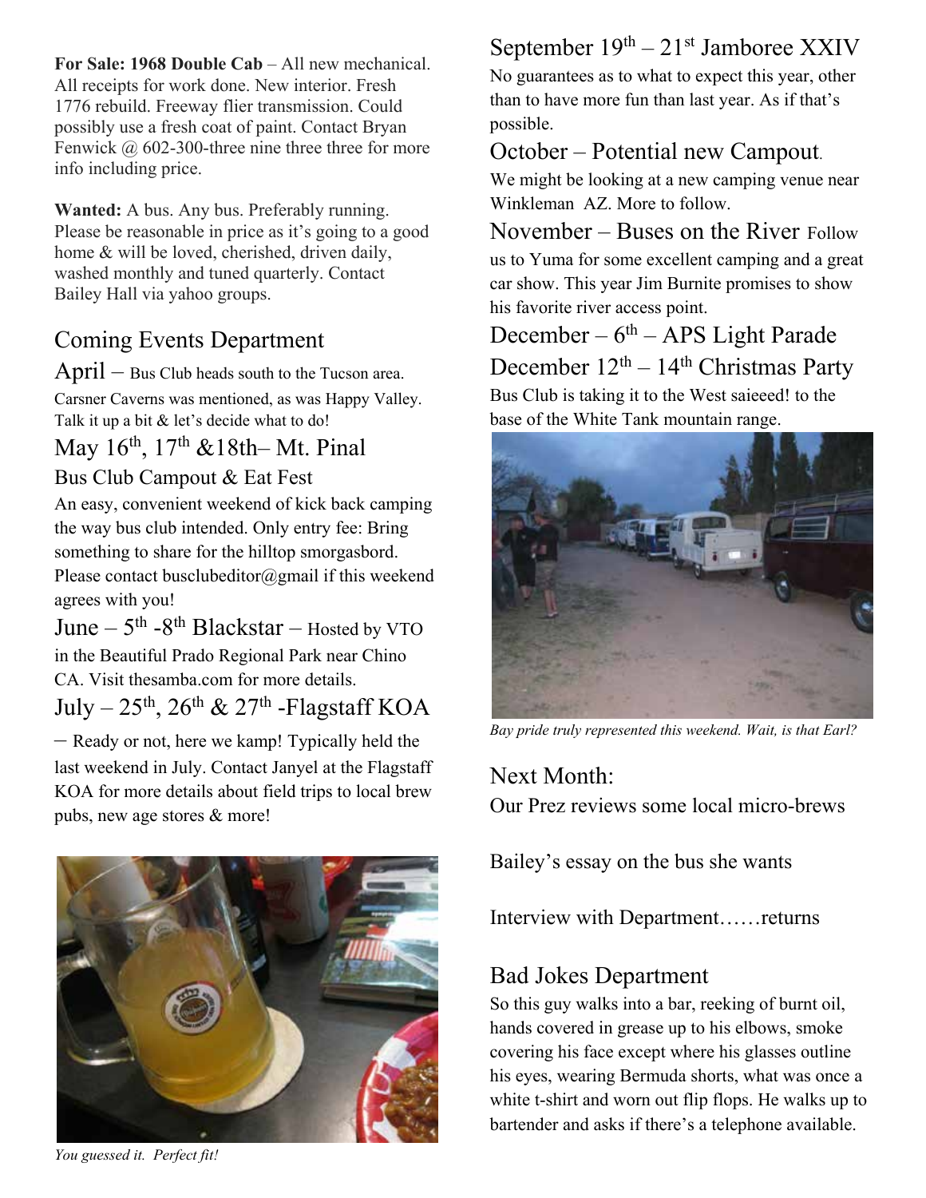**For Sale: 1968 Double Cab** – All new mechanical. All receipts for work done. New interior. Fresh 1776 rebuild. Freeway flier transmission. Could possibly use a fresh coat of paint. Contact Bryan Fenwick @ 602-300-three nine three three for more info including price.

**Wanted:** A bus. Any bus. Preferably running. Please be reasonable in price as it's going to a good home & will be loved, cherished, driven daily, washed monthly and tuned quarterly. Contact Bailey Hall via yahoo groups.

## Coming Events Department

**April** – Bus Club heads south to the Tucson area. Carsner Caverns was mentioned, as was Happy Valley. Talk it up a bit & let's decide what to do!

**May 16th, 17th &18th– Mt. Pinal Bus Club Campout & Eat Fest**

An easy, convenient weekend of kick back camping the way bus club intended. Only entry fee: Bring something to share for the hilltop smorgasbord. Please contact busclubeditor@gmail if this weekend agrees with you!

**June – 5th -8th Blackstar** – Hosted by VTO in the Beautiful Prado Regional Park near Chino CA. Visit thesamba.com for more details.

**July – 25th, 26th & 27th -Flagstaff KOA**

– Ready or not, here we kamp! Typically held the last weekend in July. Contact Janyel at the Flagstaff KOA for more details about field trips to local brew pubs, new age stores & more!

*You guessed it. Perfect fit!*

**September 19th – 21st Jamboree XXIV**

No guarantees as to what to expect this year, other than to have more fun than last year. As if that's possible.

**October – Potential new Campout.**

We might be looking at a new camping venue near Winkleman AZ. More to follow.

**November – Buses on the River** Follow us to Yuma for some excellent camping and a great car show. This year Jim Burnite promises to show his favorite river access point.

**December – 6th – APS Light Parade**

**December 12th – 14th Christmas Party**

Bus Club is taking it to the West saieeed! to the base of the White Tank mountain range.

*Bay pride truly represented this weekend. Wait, is that Earl?*

## Next Month:

Our Prez reviews some local micro-brews

Bailey's essay on the bus she wants

Interview with Department……returns

## Bad Jokes Department

So this guy walks into a bar, reeking of burnt oil, hands covered in grease up to his elbows, smoke covering his face except where his glasses outline his eyes, wearing Bermuda shorts, what was once a white t-shirt and worn out flip flops. He walks up to bartender and asks if there's a telephone available.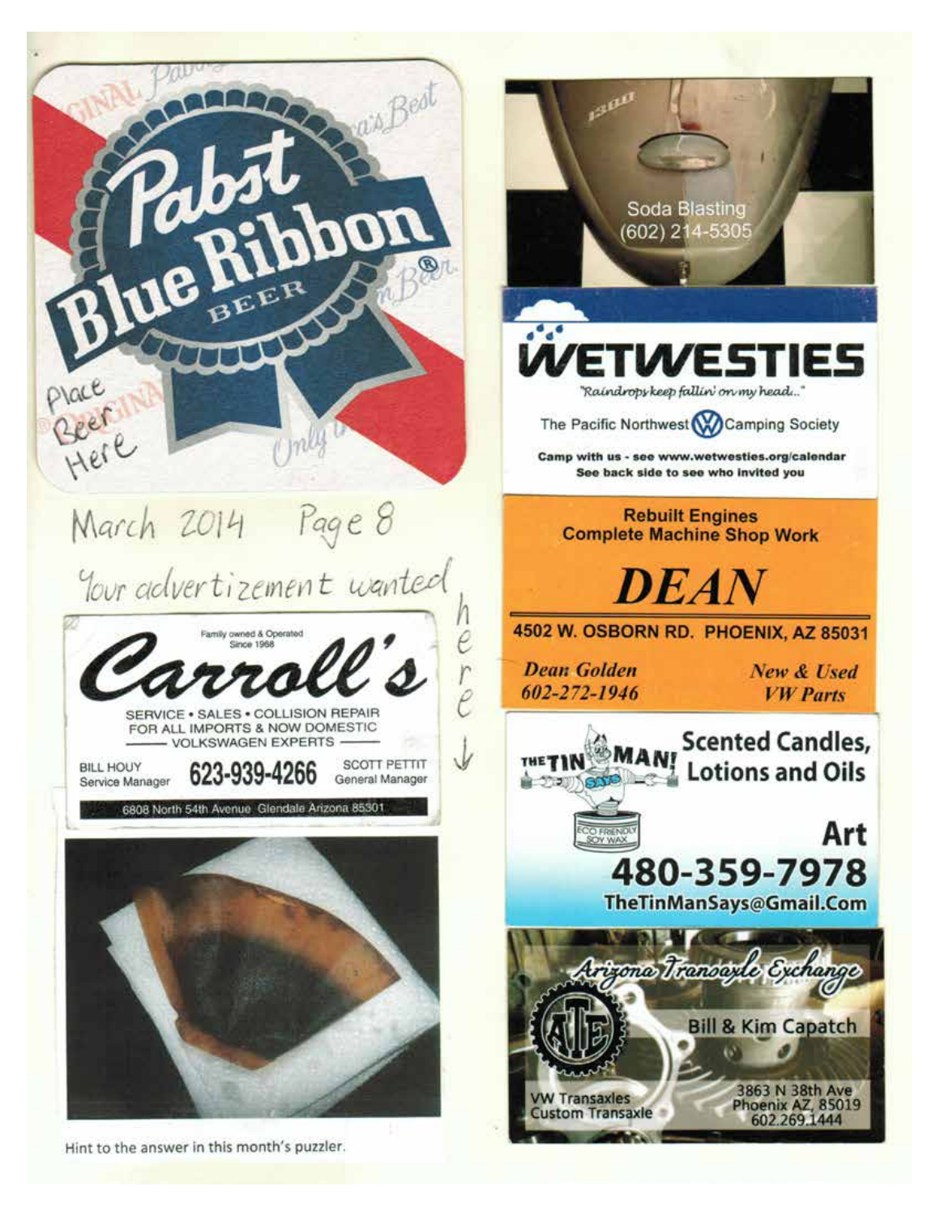Pabst Blue Ribbon BEER

Place Beer Here

March 2014 Page 8

Your advertizement wanted here ↓

Family owned & Operated Since 1968

**Carroll's**

SERVICE • SALES • COLLISION REPAIR
FOR ALL IMPORTS & NOW DOMESTIC
VOLKSWAGEN EXPERTS

BILL HOUY
Service Manager

**623-939-4266**

SCOTT PETTIT
General Manager

6808 North 54th Avenue Glendale Arizona 85301

Hint to the answer in this month's puzzler.

Soda Blasting
(602) 214-5305

**WETWESTIES**

*"Raindrops keep fallin' on my head..."*

The Pacific Northwest VW Camping Society

**Camp with us - see www.wetwesties.org/calendar**
**See back side to see who invited you**

**Rebuilt Engines**
**Complete Machine Shop Work**

***DEAN***

**4502 W. OSBORN RD. PHOENIX, AZ 85031**

***Dean Golden***
***602-272-1946***

***New & Used***
***VW Parts***

THE TIN MAN! SAYS

ECO FRIENDLY SOY WAX

**Scented Candles, Lotions and Oils**

**Art**

**480-359-7978**

**TheTinManSays@Gmail.Com**

*Arizona Transaxle Exchange*

ATE

Bill & Kim Capatch

VW Transaxles
Custom Transaxle

3863 N 38th Ave
Phoenix AZ, 85019
602.269.1444